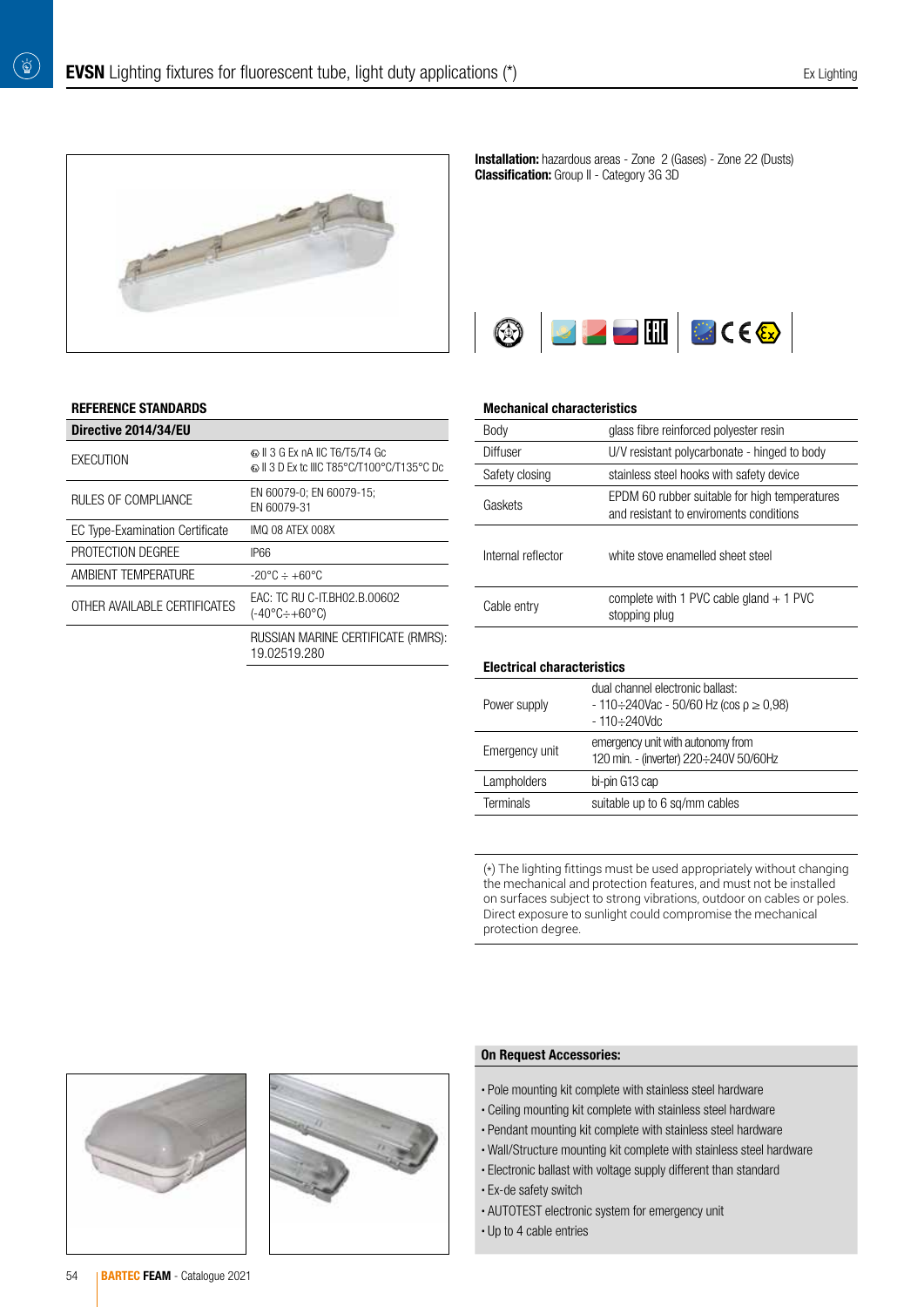# **EVSN** Lighting fixtures for fluorescent tube, light duty applications (*)

**Installation:** hazardous areas - Zone 2 (Gases) - Zone 22 (Dusts)
**Classification:** Group II - Category 3G 3D

### REFERENCE STANDARDS

| Directive 2014/34/EU | |
|---|---|
| EXECUTION | Ex II 3 G Ex nA IIC T6/T5/T4 Gc<br>Ex II 3 D Ex tc IIIC T85°C/T100°C/T135°C Dc |
| RULES OF COMPLIANCE | EN 60079-0; EN 60079-15;<br>EN 60079-31 |
| EC Type-Examination Certificate | IMQ 08 ATEX 008X |
| PROTECTION DEGREE | IP66 |
| AMBIENT TEMPERATURE | -20°C ÷ +60°C |
| OTHER AVAILABLE CERTIFICATES | EAC: TC RU C-IT.BH02.B.00602<br>(-40°C÷+60°C) |
| | RUSSIAN MARINE CERTIFICATE (RMRS):<br>19.02519.280 |

### Mechanical characteristics

| | |
|---|---|
| Body | glass fibre reinforced polyester resin |
| Diffuser | U/V resistant polycarbonate - hinged to body |
| Safety closing | stainless steel hooks with safety device |
| Gaskets | EPDM 60 rubber suitable for high temperatures and resistant to enviroments conditions |
| Internal reflector | white stove enamelled sheet steel |
| Cable entry | complete with 1 PVC cable gland + 1 PVC stopping plug |

### Electrical characteristics

| | |
|---|---|
| Power supply | dual channel electronic ballast:<br>- 110÷240Vac - 50/60 Hz (cos ρ ≥ 0,98)<br>- 110÷240Vdc |
| Emergency unit | emergency unit with autonomy from 120 min. - (inverter) 220÷240V 50/60Hz |
| Lampholders | bi-pin G13 cap |
| Terminals | suitable up to 6 sq/mm cables |

(*) The lighting fittings must be used appropriately without changing the mechanical and protection features, and must not be installed on surfaces subject to strong vibrations, outdoor on cables or poles. Direct exposure to sunlight could compromise the mechanical protection degree.

### On Request Accessories:

- Pole mounting kit complete with stainless steel hardware
- Ceiling mounting kit complete with stainless steel hardware
- Pendant mounting kit complete with stainless steel hardware
- Wall/Structure mounting kit complete with stainless steel hardware
- Electronic ballast with voltage supply different than standard
- Ex-de safety switch
- AUTOTEST electronic system for emergency unit
- Up to 4 cable entries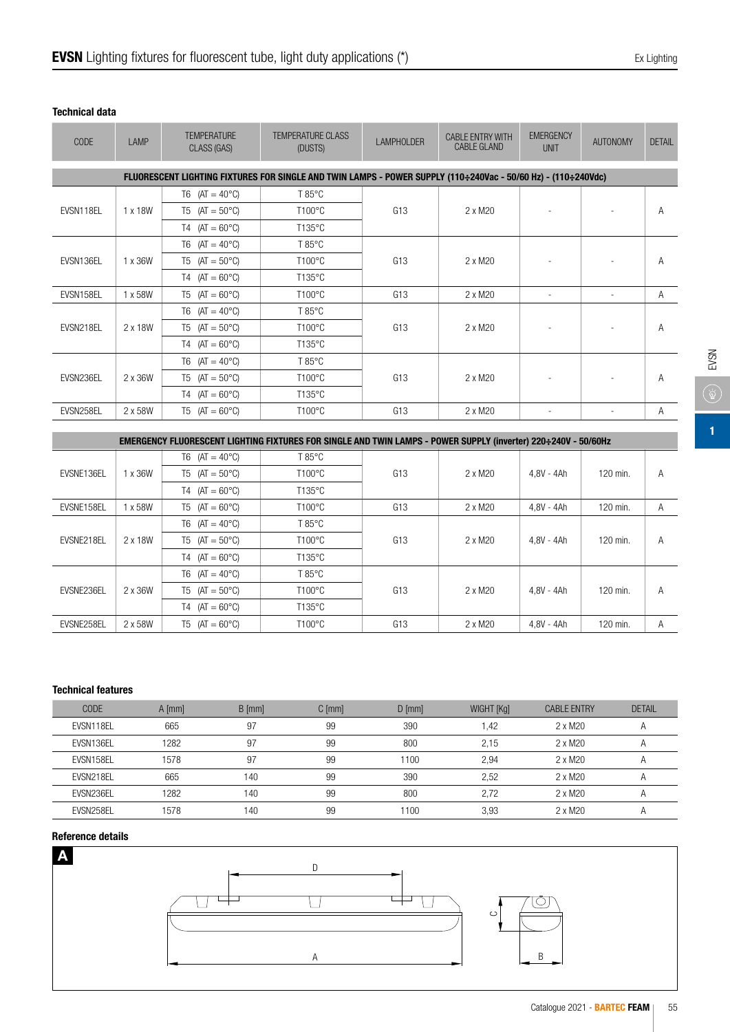# **EVSN** Lighting fixtures for fluorescent tube, light duty applications (*)

### Technical data

| CODE | LAMP | TEMPERATURE CLASS (GAS) | TEMPERATURE CLASS (DUSTS) | LAMPHOLDER | CABLE ENTRY WITH CABLE GLAND | EMERGENCY UNIT | AUTONOMY | DETAIL |
|---|---|---|---|---|---|---|---|---|
| **FLUORESCENT LIGHTING FIXTURES FOR SINGLE AND TWIN LAMPS - POWER SUPPLY (110÷240Vac - 50/60 Hz) - (110÷240Vdc)** | | | | | | | | |
| EVSN118EL | 1 x 18W | T6 (AT = 40°C) | T 85°C | G13 | 2 x M20 | - | - | A |
| | | T5 (AT = 50°C) | T100°C | | | | | |
| | | T4 (AT = 60°C) | T135°C | | | | | |
| EVSN136EL | 1 x 36W | T6 (AT = 40°C) | T 85°C | G13 | 2 x M20 | - | - | A |
| | | T5 (AT = 50°C) | T100°C | | | | | |
| | | T4 (AT = 60°C) | T135°C | | | | | |
| EVSN158EL | 1 x 58W | T5 (AT = 60°C) | T100°C | G13 | 2 x M20 | - | - | A |
| EVSN218EL | 2 x 18W | T6 (AT = 40°C) | T 85°C | G13 | 2 x M20 | - | - | A |
| | | T5 (AT = 50°C) | T100°C | | | | | |
| | | T4 (AT = 60°C) | T135°C | | | | | |
| EVSN236EL | 2 x 36W | T6 (AT = 40°C) | T 85°C | G13 | 2 x M20 | - | - | A |
| | | T5 (AT = 50°C) | T100°C | | | | | |
| | | T4 (AT = 60°C) | T135°C | | | | | |
| EVSN258EL | 2 x 58W | T5 (AT = 60°C) | T100°C | G13 | 2 x M20 | - | - | A |
| **EMERGENCY FLUORESCENT LIGHTING FIXTURES FOR SINGLE AND TWIN LAMPS - POWER SUPPLY (inverter) 220÷240V - 50/60Hz** | | | | | | | | |
| EVSNE136EL | 1 x 36W | T6 (AT = 40°C) | T 85°C | G13 | 2 x M20 | 4,8V - 4Ah | 120 min. | A |
| | | T5 (AT = 50°C) | T100°C | | | | | |
| | | T4 (AT = 60°C) | T135°C | | | | | |
| EVSNE158EL | 1 x 58W | T5 (AT = 60°C) | T100°C | G13 | 2 x M20 | 4,8V - 4Ah | 120 min. | A |
| EVSNE218EL | 2 x 18W | T6 (AT = 40°C) | T 85°C | G13 | 2 x M20 | 4,8V - 4Ah | 120 min. | A |
| | | T5 (AT = 50°C) | T100°C | | | | | |
| | | T4 (AT = 60°C) | T135°C | | | | | |
| EVSNE236EL | 2 x 36W | T6 (AT = 40°C) | T 85°C | G13 | 2 x M20 | 4,8V - 4Ah | 120 min. | A |
| | | T5 (AT = 50°C) | T100°C | | | | | |
| | | T4 (AT = 60°C) | T135°C | | | | | |
| EVSNE258EL | 2 x 58W | T5 (AT = 60°C) | T100°C | G13 | 2 x M20 | 4,8V - 4Ah | 120 min. | A |

### Technical features

| CODE | A [mm] | B [mm] | C [mm] | D [mm] | WIGHT [Kg] | CABLE ENTRY | DETAIL |
|---|---|---|---|---|---|---|---|
| EVSN118EL | 665 | 97 | 99 | 390 | 1,42 | 2 x M20 | A |
| EVSN136EL | 1282 | 97 | 99 | 800 | 2,15 | 2 x M20 | A |
| EVSN158EL | 1578 | 97 | 99 | 1100 | 2,94 | 2 x M20 | A |
| EVSN218EL | 665 | 140 | 99 | 390 | 2,52 | 2 x M20 | A |
| EVSN236EL | 1282 | 140 | 99 | 800 | 2,72 | 2 x M20 | A |
| EVSN258EL | 1578 | 140 | 99 | 1100 | 3,93 | 2 x M20 | A |

### Reference details

**A**

D

A

C

B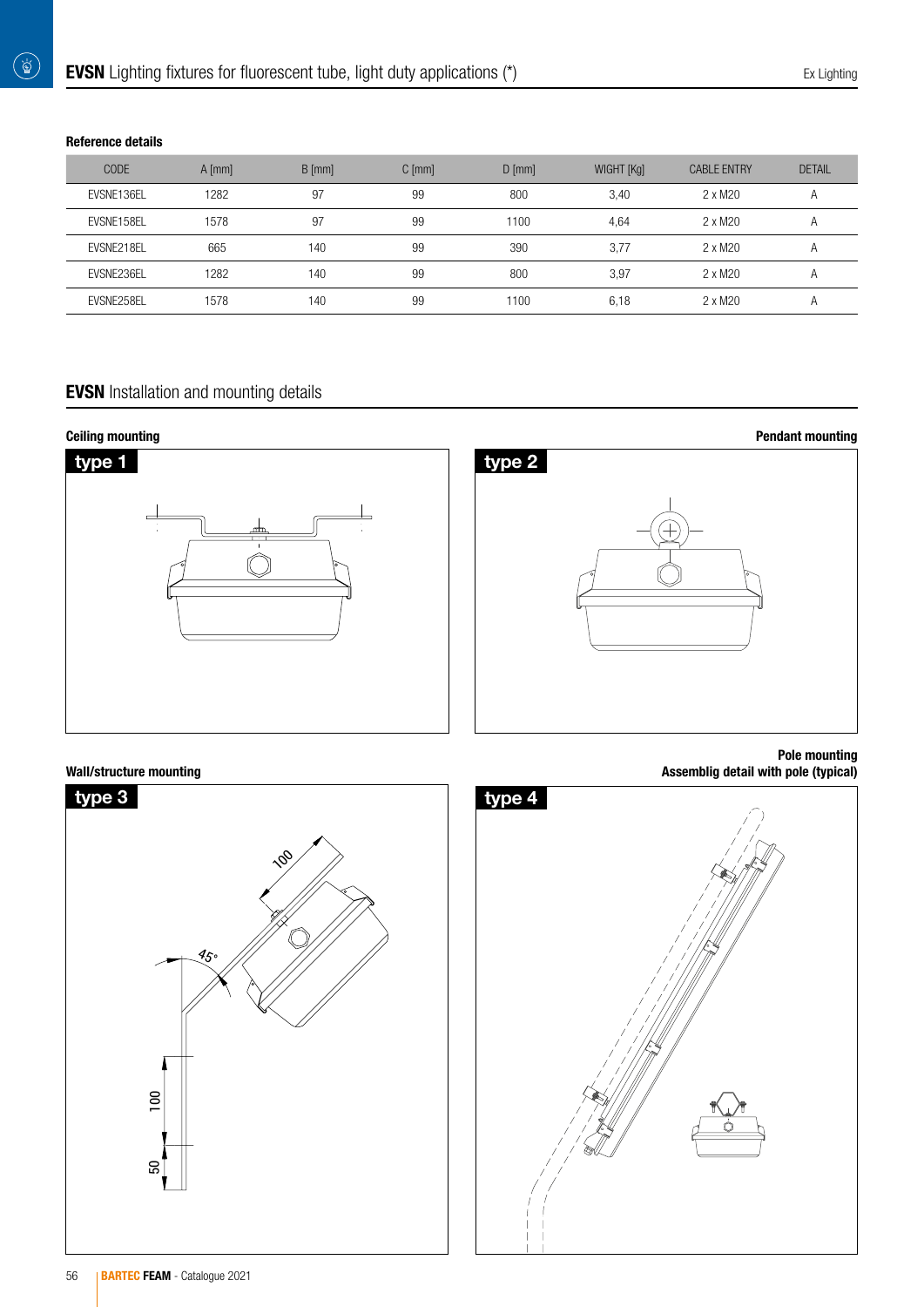# **EVSN** Lighting fixtures for fluorescent tube, light duty applications (*)

**Reference details**

| CODE | A [mm] | B [mm] | C [mm] | D [mm] | WIGHT [Kg] | CABLE ENTRY | DETAIL |
|---|---|---|---|---|---|---|---|
| EVSNE136EL | 1282 | 97 | 99 | 800 | 3,40 | 2 x M20 | A |
| EVSNE158EL | 1578 | 97 | 99 | 1100 | 4,64 | 2 x M20 | A |
| EVSNE218EL | 665 | 140 | 99 | 390 | 3,77 | 2 x M20 | A |
| EVSNE236EL | 1282 | 140 | 99 | 800 | 3,97 | 2 x M20 | A |
| EVSNE258EL | 1578 | 140 | 99 | 1100 | 6,18 | 2 x M20 | A |

## **EVSN** Installation and mounting details

**Ceiling mounting**

**type 1**

**Pendant mounting**

**type 2**

**Wall/structure mounting**

**type 3**

100

45°

100

50

**Pole mounting**
**Assemblig detail with pole (typical)**

**type 4**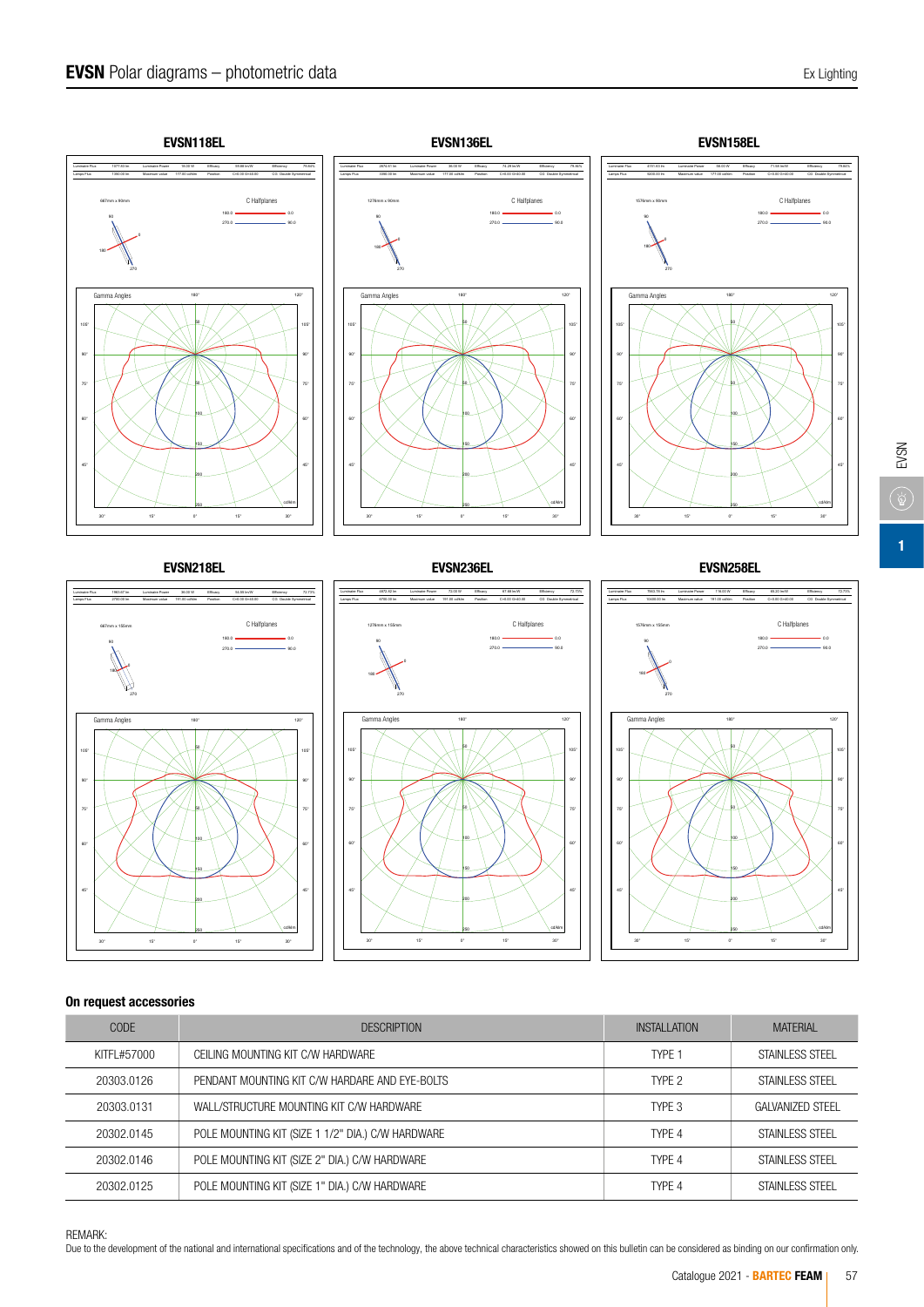# EVSN Polar diagrams – photometric data

EVSN118EL

EVSN136EL

EVSN158EL

EVSN218EL

EVSN236EL

EVSN258EL

## On request accessories

| CODE | DESCRIPTION | INSTALLATION | MATERIAL |
|---|---|---|---|
| KITFL#57000 | CEILING MOUNTING KIT C/W HARDWARE | TYPE 1 | STAINLESS STEEL |
| 20303.0126 | PENDANT MOUNTING KIT C/W HARDANE AND EYE-BOLTS | TYPE 2 | STAINLESS STEEL |
| 20303.0131 | WALL/STRUCTURE MOUNTING KIT C/W HARDWARE | TYPE 3 | GALVANIZED STEEL |
| 20302.0145 | POLE MOUNTING KIT (SIZE 1 1/2" DIA.) C/W HARDWARE | TYPE 4 | STAINLESS STEEL |
| 20302.0146 | POLE MOUNTING KIT (SIZE 2" DIA.) C/W HARDWARE | TYPE 4 | STAINLESS STEEL |
| 20302.0125 | POLE MOUNTING KIT (SIZE 1" DIA.) C/W HARDWARE | TYPE 4 | STAINLESS STEEL |

REMARK:
Due to the development of the national and international specifications and of the technology, the above technical characteristics showed on this bulletin can be considered as binding on our confirmation only.